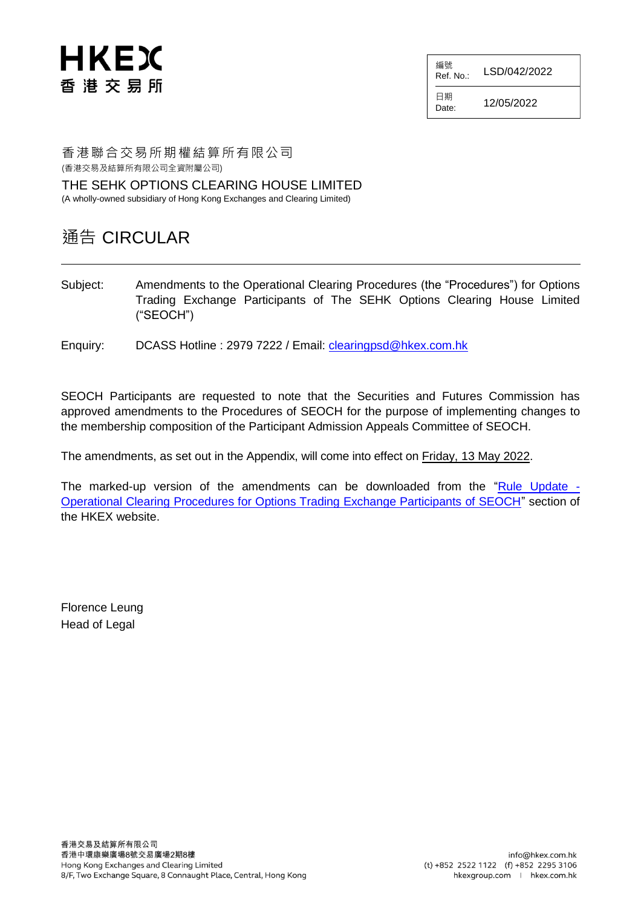HKEX
香港交易所

| 編號 Ref. No.: | LSD/042/2022 |
| --- | --- |
| 日期 Date: | 12/05/2022 |

香港聯合交易所期權結算所有限公司
(香港交易及結算所有限公司全資附屬公司)

THE SEHK OPTIONS CLEARING HOUSE LIMITED
(A wholly-owned subsidiary of Hong Kong Exchanges and Clearing Limited)

# 通告 CIRCULAR

Subject: Amendments to the Operational Clearing Procedures (the "Procedures") for Options Trading Exchange Participants of The SEHK Options Clearing House Limited ("SEOCH")

Enquiry: DCASS Hotline : 2979 7222 / Email: clearingpsd@hkex.com.hk

SEOCH Participants are requested to note that the Securities and Futures Commission has approved amendments to the Procedures of SEOCH for the purpose of implementing changes to the membership composition of the Participant Admission Appeals Committee of SEOCH.

The amendments, as set out in the Appendix, will come into effect on Friday, 13 May 2022.

The marked-up version of the amendments can be downloaded from the "Rule Update - Operational Clearing Procedures for Options Trading Exchange Participants of SEOCH" section of the HKEX website.

Florence Leung
Head of Legal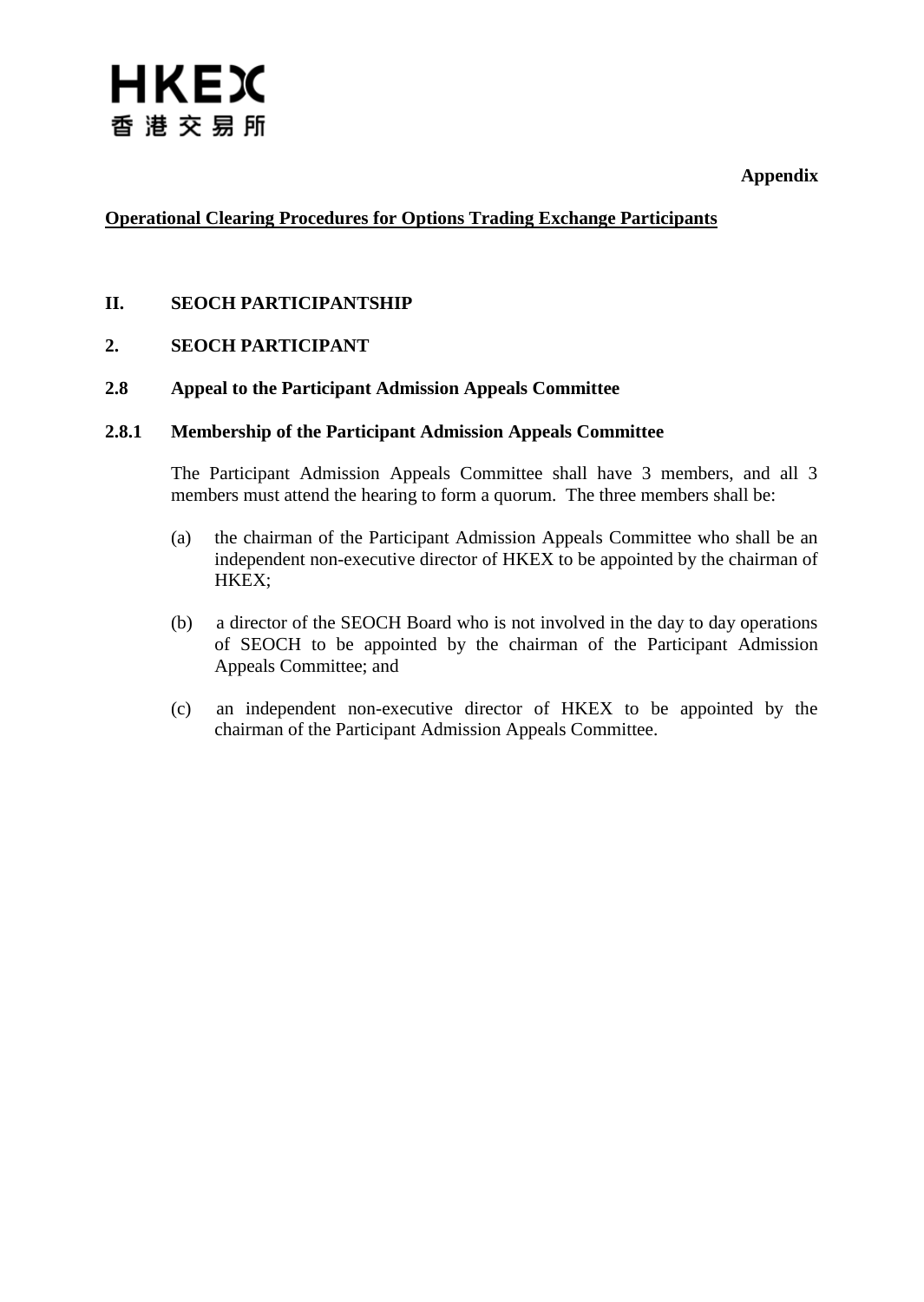**Appendix**

**Operational Clearing Procedures for Options Trading Exchange Participants**

## II. SEOCH PARTICIPANTSHIP

### 2. SEOCH PARTICIPANT

### 2.8 Appeal to the Participant Admission Appeals Committee

#### 2.8.1 Membership of the Participant Admission Appeals Committee

The Participant Admission Appeals Committee shall have 3 members, and all 3 members must attend the hearing to form a quorum. The three members shall be:

(a) the chairman of the Participant Admission Appeals Committee who shall be an independent non-executive director of HKEX to be appointed by the chairman of HKEX;

(b) a director of the SEOCH Board who is not involved in the day to day operations of SEOCH to be appointed by the chairman of the Participant Admission Appeals Committee; and

(c) an independent non-executive director of HKEX to be appointed by the chairman of the Participant Admission Appeals Committee.